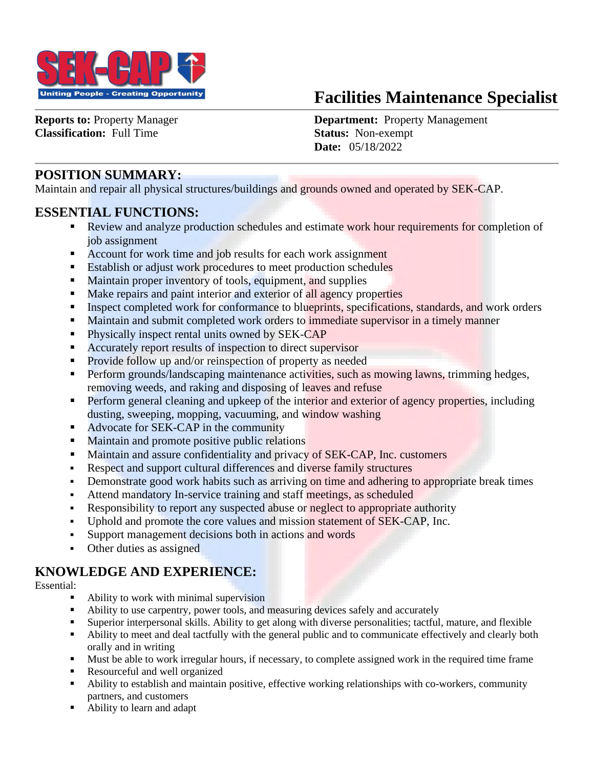# Facilities Maintenance Specialist

**Reports to:** Property Manager
**Classification:** Full Time

**Department:** Property Management
**Status:** Non-exempt
**Date:** 05/18/2022

## POSITION SUMMARY:

Maintain and repair all physical structures/buildings and grounds owned and operated by SEK-CAP.

## ESSENTIAL FUNCTIONS:

- Review and analyze production schedules and estimate work hour requirements for completion of job assignment
- Account for work time and job results for each work assignment
- Establish or adjust work procedures to meet production schedules
- Maintain proper inventory of tools, equipment, and supplies
- Make repairs and paint interior and exterior of all agency properties
- Inspect completed work for conformance to blueprints, specifications, standards, and work orders
- Maintain and submit completed work orders to immediate supervisor in a timely manner
- Physically inspect rental units owned by SEK-CAP
- Accurately report results of inspection to direct supervisor
- Provide follow up and/or reinspection of property as needed
- Perform grounds/landscaping maintenance activities, such as mowing lawns, trimming hedges, removing weeds, and raking and disposing of leaves and refuse
- Perform general cleaning and upkeep of the interior and exterior of agency properties, including dusting, sweeping, mopping, vacuuming, and window washing
- Advocate for SEK-CAP in the community
- Maintain and promote positive public relations
- Maintain and assure confidentiality and privacy of SEK-CAP, Inc. customers
- Respect and support cultural differences and diverse family structures
- Demonstrate good work habits such as arriving on time and adhering to appropriate break times
- Attend mandatory In-service training and staff meetings, as scheduled
- Responsibility to report any suspected abuse or neglect to appropriate authority
- Uphold and promote the core values and mission statement of SEK-CAP, Inc.
- Support management decisions both in actions and words
- Other duties as assigned

## KNOWLEDGE AND EXPERIENCE:

Essential:

- Ability to work with minimal supervision
- Ability to use carpentry, power tools, and measuring devices safely and accurately
- Superior interpersonal skills. Ability to get along with diverse personalities; tactful, mature, and flexible
- Ability to meet and deal tactfully with the general public and to communicate effectively and clearly both orally and in writing
- Must be able to work irregular hours, if necessary, to complete assigned work in the required time frame
- Resourceful and well organized
- Ability to establish and maintain positive, effective working relationships with co-workers, community partners, and customers
- Ability to learn and adapt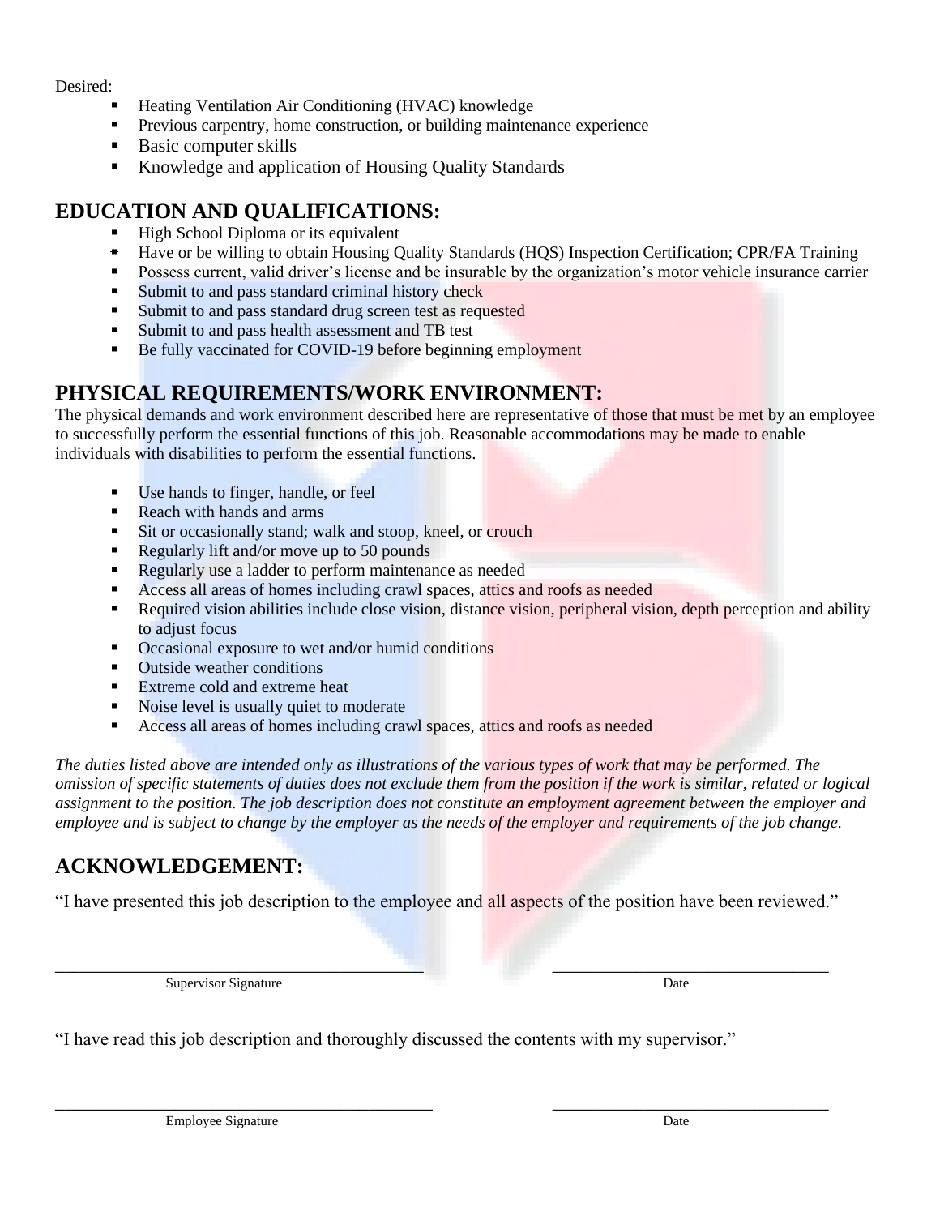Desired:

- Heating Ventilation Air Conditioning (HVAC) knowledge
- Previous carpentry, home construction, or building maintenance experience
- Basic computer skills
- Knowledge and application of Housing Quality Standards

## EDUCATION AND QUALIFICATIONS:

- High School Diploma or its equivalent
- Have or be willing to obtain Housing Quality Standards (HQS) Inspection Certification; CPR/FA Training
- Possess current, valid driver's license and be insurable by the organization's motor vehicle insurance carrier
- Submit to and pass standard criminal history check
- Submit to and pass standard drug screen test as requested
- Submit to and pass health assessment and TB test
- Be fully vaccinated for COVID-19 before beginning employment

## PHYSICAL REQUIREMENTS/WORK ENVIRONMENT:

The physical demands and work environment described here are representative of those that must be met by an employee to successfully perform the essential functions of this job. Reasonable accommodations may be made to enable individuals with disabilities to perform the essential functions.

- Use hands to finger, handle, or feel
- Reach with hands and arms
- Sit or occasionally stand; walk and stoop, kneel, or crouch
- Regularly lift and/or move up to 50 pounds
- Regularly use a ladder to perform maintenance as needed
- Access all areas of homes including crawl spaces, attics and roofs as needed
- Required vision abilities include close vision, distance vision, peripheral vision, depth perception and ability to adjust focus
- Occasional exposure to wet and/or humid conditions
- Outside weather conditions
- Extreme cold and extreme heat
- Noise level is usually quiet to moderate
- Access all areas of homes including crawl spaces, attics and roofs as needed

*The duties listed above are intended only as illustrations of the various types of work that may be performed. The omission of specific statements of duties does not exclude them from the position if the work is similar, related or logical assignment to the position. The job description does not constitute an employment agreement between the employer and employee and is subject to change by the employer as the needs of the employer and requirements of the job change.*

## ACKNOWLEDGEMENT:

"I have presented this job description to the employee and all aspects of the position have been reviewed."

\_\_\_\_\_\_\_\_\_\_\_\_\_\_\_\_\_\_\_\_\_\_\_\_\_\_\_\_\_\_\_\_\_\_\_\_\_\_\_\_ \_\_\_\_\_\_\_\_\_\_\_\_\_\_\_\_\_\_\_\_\_\_\_\_\_\_\_\_\_\_

Supervisor Signature Date

"I have read this job description and thoroughly discussed the contents with my supervisor."

\_\_\_\_\_\_\_\_\_\_\_\_\_\_\_\_\_\_\_\_\_\_\_\_\_\_\_\_\_\_\_\_\_\_\_\_\_\_\_\_ \_\_\_\_\_\_\_\_\_\_\_\_\_\_\_\_\_\_\_\_\_\_\_\_\_\_\_\_\_\_

Employee Signature Date